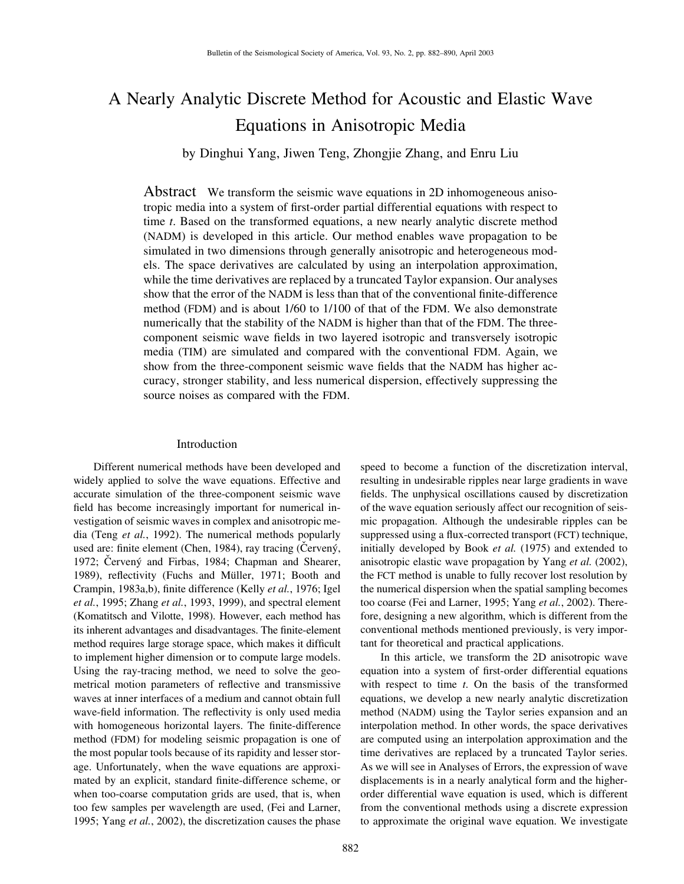# A Nearly Analytic Discrete Method for Acoustic and Elastic Wave Equations in Anisotropic Media

by Dinghui Yang, Jiwen Teng, Zhongjie Zhang, and Enru Liu

**Abstract** We transform the seismic wave equations in 2D inhomogeneous anisotropic media into a system of first-order partial differential equations with respect to time *t*. Based on the transformed equations, a new nearly analytic discrete method (NADM) is developed in this article. Our method enables wave propagation to be simulated in two dimensions through generally anisotropic and heterogeneous models. The space derivatives are calculated by using an interpolation approximation, while the time derivatives are replaced by a truncated Taylor expansion. Our analyses show that the error of the NADM is less than that of the conventional finite-difference method (FDM) and is about 1/60 to 1/100 of that of the FDM. We also demonstrate numerically that the stability of the NADM is higher than that of the FDM. The three-component seismic wave fields in two layered isotropic and transversely isotropic media (TIM) are simulated and compared with the conventional FDM. Again, we show from the three-component seismic wave fields that the NADM has higher accuracy, stronger stability, and less numerical dispersion, effectively suppressing the source noises as compared with the FDM.

## Introduction

Different numerical methods have been developed and widely applied to solve the wave equations. Effective and accurate simulation of the three-component seismic wave field has become increasingly important for numerical investigation of seismic waves in complex and anisotropic media (Teng *et al.*, 1992). The numerical methods popularly used are: finite element (Chen, 1984), ray tracing (Červený, 1972; Červený and Firbas, 1984; Chapman and Shearer, 1989), reflectivity (Fuchs and Müller, 1971; Booth and Crampin, 1983a,b), finite difference (Kelly *et al.*, 1976; Igel *et al.*, 1995; Zhang *et al.*, 1993, 1999), and spectral element (Komatitsch and Vilotte, 1998). However, each method has its inherent advantages and disadvantages. The finite-element method requires large storage space, which makes it difficult to implement higher dimension or to compute large models. Using the ray-tracing method, we need to solve the geometrical motion parameters of reflective and transmissive waves at inner interfaces of a medium and cannot obtain full wave-field information. The reflectivity is only used media with homogeneous horizontal layers. The finite-difference method (FDM) for modeling seismic propagation is one of the most popular tools because of its rapidity and lesser storage. Unfortunately, when the wave equations are approximated by an explicit, standard finite-difference scheme, or when too-coarse computation grids are used, that is, when too few samples per wavelength are used, (Fei and Larner, 1995; Yang *et al.*, 2002), the discretization causes the phase speed to become a function of the discretization interval, resulting in undesirable ripples near large gradients in wave fields. The unphysical oscillations caused by discretization of the wave equation seriously affect our recognition of seismic propagation. Although the undesirable ripples can be suppressed using a flux-corrected transport (FCT) technique, initially developed by Book *et al.* (1975) and extended to anisotropic elastic wave propagation by Yang *et al.* (2002), the FCT method is unable to fully recover lost resolution by the numerical dispersion when the spatial sampling becomes too coarse (Fei and Larner, 1995; Yang *et al.*, 2002). Therefore, designing a new algorithm, which is different from the conventional methods mentioned previously, is very important for theoretical and practical applications.

In this article, we transform the 2D anisotropic wave equation into a system of first-order differential equations with respect to time *t*. On the basis of the transformed equations, we develop a new nearly analytic discretization method (NADM) using the Taylor series expansion and an interpolation method. In other words, the space derivatives are computed using an interpolation approximation and the time derivatives are replaced by a truncated Taylor series. As we will see in Analyses of Errors, the expression of wave displacements is in a nearly analytical form and the higher-order differential wave equation is used, which is different from the conventional methods using a discrete expression to approximate the original wave equation. We investigate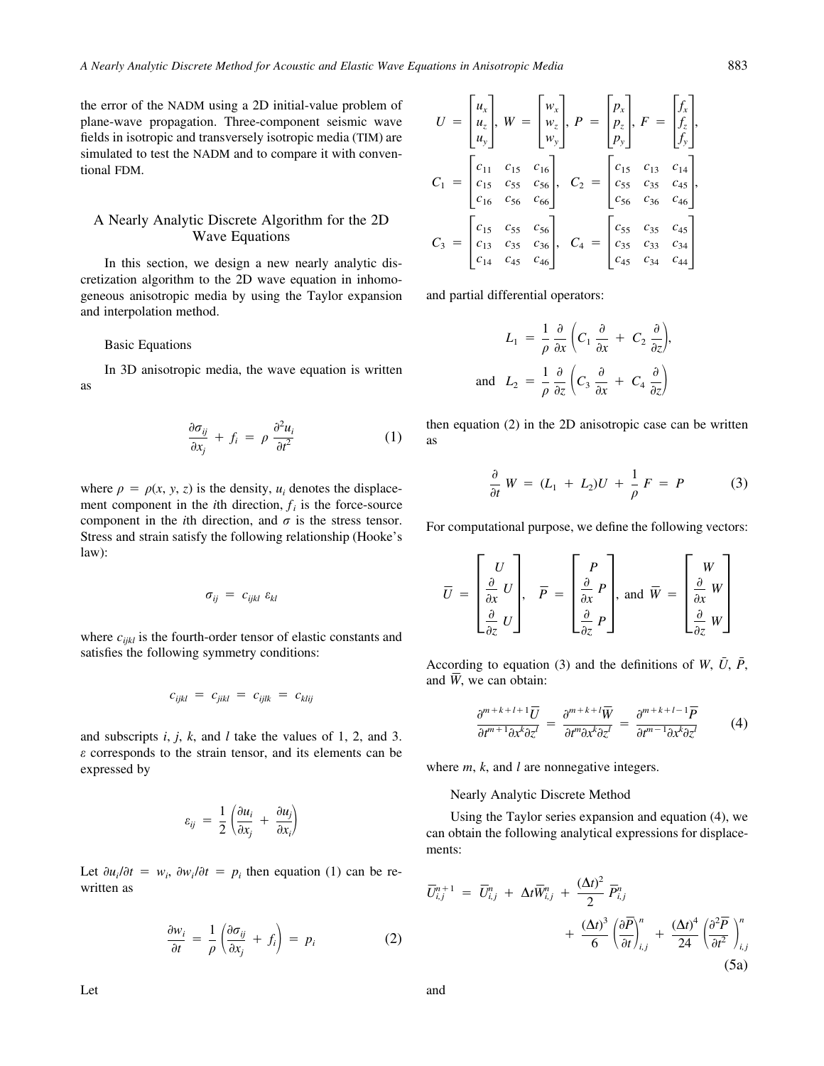the error of the NADM using a 2D initial-value problem of plane-wave propagation. Three-component seismic wave fields in isotropic and transversely isotropic media (TIM) are simulated to test the NADM and to compare it with conventional FDM.

## A Nearly Analytic Discrete Algorithm for the 2D Wave Equations

In this section, we design a new nearly analytic discretization algorithm to the 2D wave equation in inhomogeneous anisotropic media by using the Taylor expansion and interpolation method.

### Basic Equations

In 3D anisotropic media, the wave equation is written as

$$\frac{\partial \sigma_{ij}}{\partial x_j} + f_i = \rho \frac{\partial^2 u_i}{\partial t^2} \tag{1}$$

where $\rho = \rho(x, y, z)$ is the density, $u_i$ denotes the displacement component in the $i$th direction, $f_i$ is the force-source component in the $i$th direction, and $\sigma$ is the stress tensor. Stress and strain satisfy the following relationship (Hooke's law):

$$\sigma_{ij} = c_{ijkl}\, \varepsilon_{kl}$$

where $c_{ijkl}$ is the fourth-order tensor of elastic constants and satisfies the following symmetry conditions:

$$c_{ijkl} = c_{jikl} = c_{ijlk} = c_{klij}$$

and subscripts $i$, $j$, $k$, and $l$ take the values of 1, 2, and 3. $\varepsilon$ corresponds to the strain tensor, and its elements can be expressed by

$$\varepsilon_{ij} = \frac{1}{2}\left(\frac{\partial u_i}{\partial x_j} + \frac{\partial u_j}{\partial x_i}\right)$$

Let $\partial u_i/\partial t = w_i$, $\partial w_i/\partial t = p_i$ then equation (1) can be rewritten as

$$\frac{\partial w_i}{\partial t} = \frac{1}{\rho}\left(\frac{\partial \sigma_{ij}}{\partial x_j} + f_i\right) = p_i \tag{2}$$

Let

$$U = \begin{bmatrix} u_x \\ u_z \\ u_y \end{bmatrix},\ W = \begin{bmatrix} w_x \\ w_z \\ w_y \end{bmatrix},\ P = \begin{bmatrix} p_x \\ p_z \\ p_y \end{bmatrix},\ F = \begin{bmatrix} f_x \\ f_z \\ f_y \end{bmatrix},$$

$$C_1 = \begin{bmatrix} c_{11} & c_{15} & c_{16} \\ c_{15} & c_{55} & c_{56} \\ c_{16} & c_{56} & c_{66} \end{bmatrix},\quad C_2 = \begin{bmatrix} c_{15} & c_{13} & c_{14} \\ c_{55} & c_{35} & c_{45} \\ c_{56} & c_{36} & c_{46} \end{bmatrix},$$

$$C_3 = \begin{bmatrix} c_{15} & c_{55} & c_{56} \\ c_{13} & c_{35} & c_{36} \\ c_{14} & c_{45} & c_{46} \end{bmatrix},\quad C_4 = \begin{bmatrix} c_{55} & c_{35} & c_{45} \\ c_{35} & c_{33} & c_{34} \\ c_{45} & c_{34} & c_{44} \end{bmatrix}$$

and partial differential operators:

$$L_1 = \frac{1}{\rho}\frac{\partial}{\partial x}\left(C_1 \frac{\partial}{\partial x} + C_2 \frac{\partial}{\partial z}\right),$$

$$\text{and}\quad L_2 = \frac{1}{\rho}\frac{\partial}{\partial z}\left(C_3 \frac{\partial}{\partial x} + C_4 \frac{\partial}{\partial z}\right)$$

then equation (2) in the 2D anisotropic case can be written as

$$\frac{\partial}{\partial t} W = (L_1 + L_2)U + \frac{1}{\rho} F = P \tag{3}$$

For computational purpose, we define the following vectors:

$$\bar{U} = \begin{bmatrix} U \\ \frac{\partial}{\partial x} U \\ \frac{\partial}{\partial z} U \end{bmatrix},\quad \bar{P} = \begin{bmatrix} P \\ \frac{\partial}{\partial x} P \\ \frac{\partial}{\partial z} P \end{bmatrix},\ \text{and}\ \bar{W} = \begin{bmatrix} W \\ \frac{\partial}{\partial x} W \\ \frac{\partial}{\partial z} W \end{bmatrix}$$

According to equation (3) and the definitions of $W$, $\bar{U}$, $\bar{P}$, and $\bar{W}$, we can obtain:

$$\frac{\partial^{m+k+l+1}\bar{U}}{\partial t^{m+1}\partial x^k \partial z^l} = \frac{\partial^{m+k+l}\bar{W}}{\partial t^m \partial x^k \partial z^l} = \frac{\partial^{m+k+l-1}\bar{P}}{\partial t^{m-1}\partial x^k \partial z^l} \tag{4}$$

where $m$, $k$, and $l$ are nonnegative integers.

### Nearly Analytic Discrete Method

Using the Taylor series expansion and equation (4), we can obtain the following analytical expressions for displacements:

$$\bar{U}_{i,j}^{n+1} = \bar{U}_{i,j}^n + \Delta t \bar{W}_{i,j}^n + \frac{(\Delta t)^2}{2}\bar{P}_{i,j}^n + \frac{(\Delta t)^3}{6}\left(\frac{\partial \bar{P}}{\partial t}\right)_{i,j}^n + \frac{(\Delta t)^4}{24}\left(\frac{\partial^2 \bar{P}}{\partial t^2}\right)_{i,j}^n \tag{5a}$$

and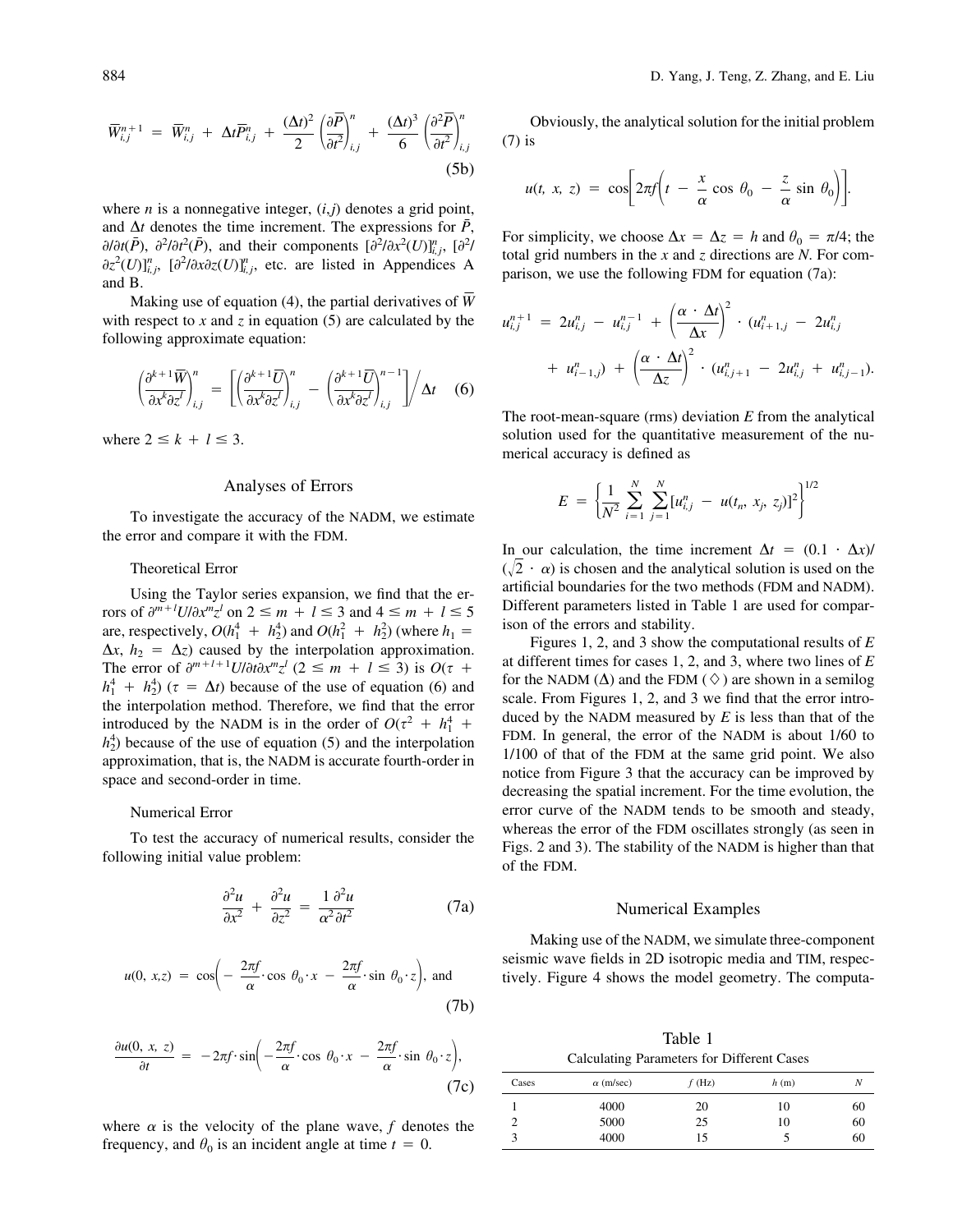$$\bar{W}_{i,j}^{n+1} = \bar{W}_{i,j}^{n} + \Delta t \bar{P}_{i,j}^{n} + \frac{(\Delta t)^2}{2}\left(\frac{\partial \bar{P}}{\partial t^2}\right)_{i,j}^{n} + \frac{(\Delta t)^3}{6}\left(\frac{\partial^2 \bar{P}}{\partial t^2}\right)_{i,j}^{n} \quad (5b)$$

where $n$ is a nonnegative integer, $(i,j)$ denotes a grid point, and $\Delta t$ denotes the time increment. The expressions for $\bar{P}$, $\partial/\partial t(\bar{P})$, $\partial^2/\partial t^2(\bar{P})$, and their components $[\partial^2/\partial x^2(U)]_{i,j}^n$, $[\partial^2/\partial z^2(U)]_{i,j}^n$, $[\partial^2/\partial x\partial z(U)]_{i,j}^n$, etc. are listed in Appendices A and B.

Making use of equation (4), the partial derivatives of $\bar{W}$ with respect to $x$ and $z$ in equation (5) are calculated by the following approximate equation:

$$\left(\frac{\partial^{k+1}\bar{W}}{\partial x^k \partial z^l}\right)_{i,j}^{n} = \left[\left(\frac{\partial^{k+1}\bar{U}}{\partial x^k \partial z^l}\right)_{i,j}^{n} - \left(\frac{\partial^{k+1}\bar{U}}{\partial x^k \partial z^l}\right)_{i,j}^{n-1}\right] \Big/ \Delta t \quad (6)$$

where $2 \leq k + l \leq 3$.

## Analyses of Errors

To investigate the accuracy of the NADM, we estimate the error and compare it with the FDM.

### Theoretical Error

Using the Taylor series expansion, we find that the errors of $\partial^{m+l}U/\partial x^m z^l$ on $2 \leq m + l \leq 3$ and $4 \leq m + l \leq 5$ are, respectively, $O(h_1^4 + h_2^4)$ and $O(h_1^2 + h_2^2)$ (where $h_1 = \Delta x$, $h_2 = \Delta z$) caused by the interpolation approximation. The error of $\partial^{m+l+1}U/\partial t\partial x^m z^l$ ($2 \leq m + l \leq 3$) is $O(\tau + h_1^4 + h_2^4)$ ($\tau = \Delta t$) because of the use of equation (6) and the interpolation method. Therefore, we find that the error introduced by the NADM is in the order of $O(\tau^2 + h_1^4 + h_2^4)$ because of the use of equation (5) and the interpolation approximation, that is, the NADM is accurate fourth-order in space and second-order in time.

### Numerical Error

To test the accuracy of numerical results, consider the following initial value problem:

$$\frac{\partial^2 u}{\partial x^2} + \frac{\partial^2 u}{\partial z^2} = \frac{1}{\alpha^2}\frac{\partial^2 u}{\partial t^2} \quad (7a)$$

$$u(0, x,z) = \cos\left(-\frac{2\pi f}{\alpha}\cdot \cos\theta_0 \cdot x - \frac{2\pi f}{\alpha}\cdot \sin\theta_0 \cdot z\right), \text{ and} \quad (7b)$$

$$\frac{\partial u(0, x, z)}{\partial t} = -2\pi f \cdot \sin\left(-\frac{2\pi f}{\alpha}\cdot \cos\theta_0 \cdot x - \frac{2\pi f}{\alpha}\cdot \sin\theta_0 \cdot z\right), \quad (7c)$$

where $\alpha$ is the velocity of the plane wave, $f$ denotes the frequency, and $\theta_0$ is an incident angle at time $t = 0$.

Obviously, the analytical solution for the initial problem (7) is

$$u(t, x, z) = \cos\left[2\pi f\left(t - \frac{x}{\alpha}\cos\theta_0 - \frac{z}{\alpha}\sin\theta_0\right)\right].$$

For simplicity, we choose $\Delta x = \Delta z = h$ and $\theta_0 = \pi/4$; the total grid numbers in the $x$ and $z$ directions are $N$. For comparison, we use the following FDM for equation (7a):

$$u_{i,j}^{n+1} = 2u_{i,j}^{n} - u_{i,j}^{n-1} + \left(\frac{\alpha\cdot\Delta t}{\Delta x}\right)^2 \cdot (u_{i+1,j}^{n} - 2u_{i,j}^{n} + u_{i-1,j}^{n}) + \left(\frac{\alpha\cdot\Delta t}{\Delta z}\right)^2 \cdot (u_{i,j+1}^{n} - 2u_{i,j}^{n} + u_{i,j-1}^{n}).$$

The root-mean-square (rms) deviation $E$ from the analytical solution used for the quantitative measurement of the numerical accuracy is defined as

$$E = \left\{\frac{1}{N^2}\sum_{i=1}^{N}\sum_{j=1}^{N}[u_{i,j}^{n} - u(t_n, x_j, z_j)]^2\right\}^{1/2}$$

In our calculation, the time increment $\Delta t = (0.1 \cdot \Delta x)/(\sqrt{2}\cdot\alpha)$ is chosen and the analytical solution is used on the artificial boundaries for the two methods (FDM and NADM). Different parameters listed in Table 1 are used for comparison of the errors and stability.

Figures 1, 2, and 3 show the computational results of $E$ at different times for cases 1, 2, and 3, where two lines of $E$ for the NADM ($\Delta$) and the FDM ($\diamond$) are shown in a semilog scale. From Figures 1, 2, and 3 we find that the error introduced by the NADM measured by $E$ is less than that of the FDM. In general, the error of the NADM is about 1/60 to 1/100 of that of the FDM at the same grid point. We also notice from Figure 3 that the accuracy can be improved by decreasing the spatial increment. For the time evolution, the error curve of the NADM tends to be smooth and steady, whereas the error of the FDM oscillates strongly (as seen in Figs. 2 and 3). The stability of the NADM is higher than that of the FDM.

## Numerical Examples

Making use of the NADM, we simulate three-component seismic wave fields in 2D isotropic media and TIM, respectively. Figure 4 shows the model geometry. The computa-

Table 1
Calculating Parameters for Different Cases

| Cases | $\alpha$ (m/sec) | $f$ (Hz) | $h$ (m) | $N$ |
|---|---|---|---|---|
| 1 | 4000 | 20 | 10 | 60 |
| 2 | 5000 | 25 | 10 | 60 |
| 3 | 4000 | 15 | 5 | 60 |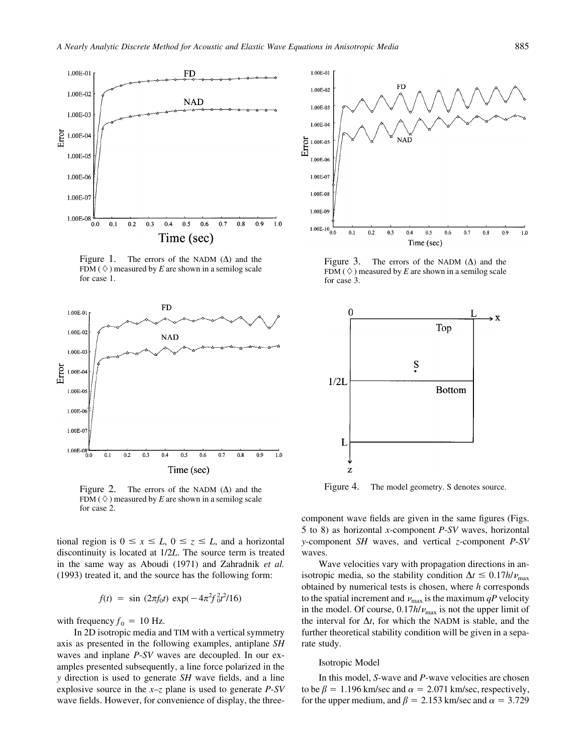Figure 1. The errors of the NADM ($\Delta$) and the FDM ($\Diamond$) measured by $E$ are shown in a semilog scale for case 1.

Figure 2. The errors of the NADM ($\Delta$) and the FDM ($\Diamond$) measured by $E$ are shown in a semilog scale for case 2.

Figure 3. The errors of the NADM ($\Delta$) and the FDM ($\Diamond$) measured by $E$ are shown in a semilog scale for case 3.

Figure 4. The model geometry. S denotes source.

tional region is $0 \leq x \leq L$, $0 \leq z \leq L$, and a horizontal discontinuity is located at $1/2L$. The source term is treated in the same way as Aboudi (1971) and Zahradnik *et al.* (1993) treated it, and the source has the following form:

$$f(t) = \sin(2\pi f_0 t) \exp(-4\pi^2 f_0^2 t^2/16)$$

with frequency $f_0 = 10$ Hz.

In 2D isotropic media and TIM with a vertical symmetry axis as presented in the following examples, antiplane *SH* waves and inplane *P-SV* waves are decoupled. In our examples presented subsequently, a line force polarized in the *y* direction is used to generate *SH* wave fields, and a line explosive source in the *x–z* plane is used to generate *P-SV* wave fields. However, for convenience of display, the three-component wave fields are given in the same figures (Figs. 5 to 8) as horizontal *x*-component *P-SV* waves, horizontal *y*-component *SH* waves, and vertical *z*-component *P-SV* waves.

Wave velocities vary with propagation directions in anisotropic media, so the stability condition $\Delta t \leq 0.17h/v_{\max}$ obtained by numerical tests is chosen, where $h$ corresponds to the spatial increment and $v_{\max}$ is the maximum *qP* velocity in the model. Of course, $0.17h/v_{\max}$ is not the upper limit of the interval for $\Delta t$, for which the NADM is stable, and the further theoretical stability condition will be given in a separate study.

### Isotropic Model

In this model, *S*-wave and *P*-wave velocities are chosen to be $\beta = 1.196$ km/sec and $\alpha = 2.071$ km/sec, respectively, for the upper medium, and $\beta = 2.153$ km/sec and $\alpha = 3.729$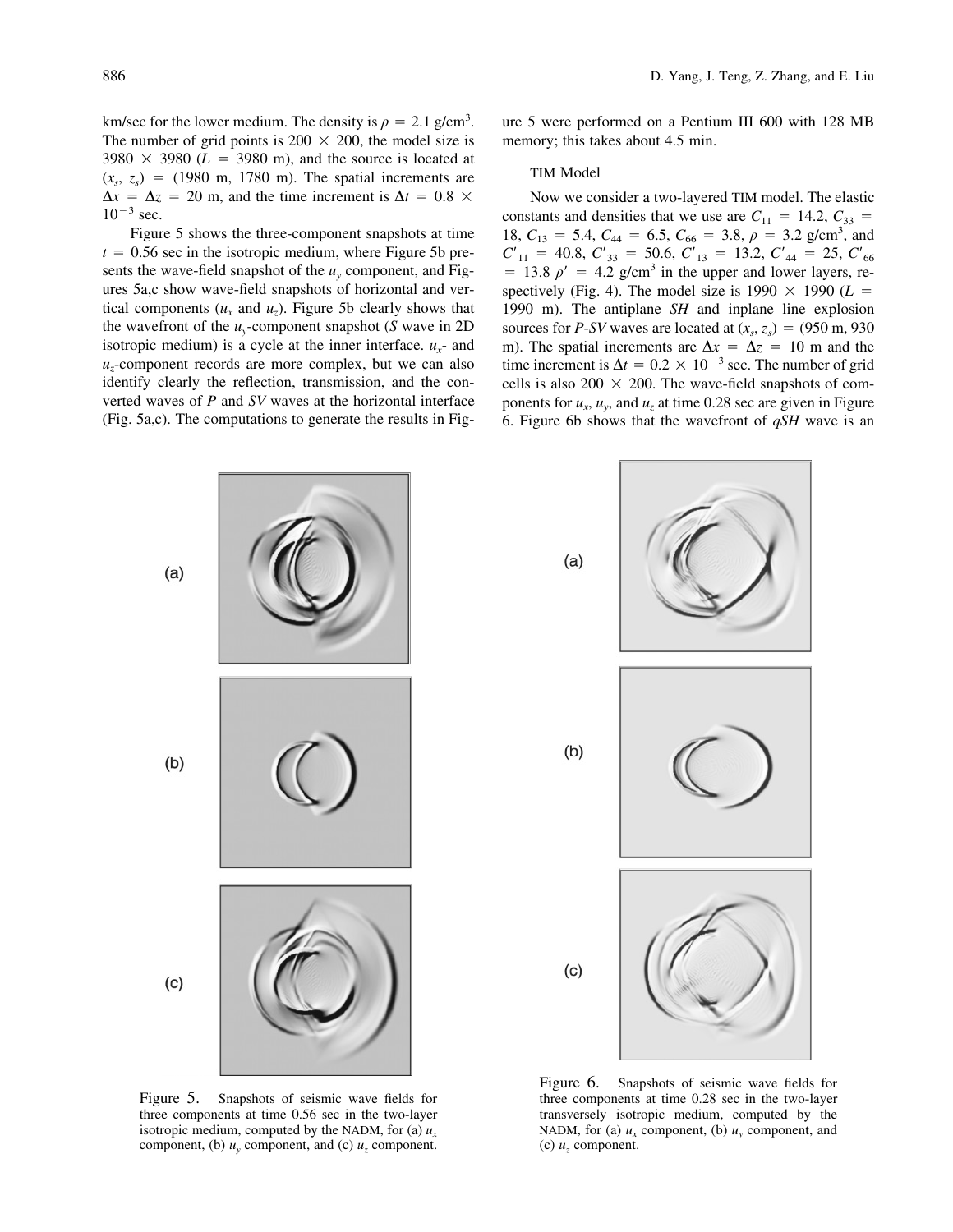km/sec for the lower medium. The density is $\rho = 2.1$ g/cm$^3$. The number of grid points is $200 \times 200$, the model size is $3980 \times 3980$ ($L = 3980$ m), and the source is located at $(x_s, z_s) = (1980$ m, $1780$ m$)$. The spatial increments are $\Delta x = \Delta z = 20$ m, and the time increment is $\Delta t = 0.8 \times 10^{-3}$ sec.

Figure 5 shows the three-component snapshots at time $t = 0.56$ sec in the isotropic medium, where Figure 5b presents the wave-field snapshot of the $u_y$ component, and Figures 5a,c show wave-field snapshots of horizontal and vertical components ($u_x$ and $u_z$). Figure 5b clearly shows that the wavefront of the $u_y$-component snapshot (*S* wave in 2D isotropic medium) is a cycle at the inner interface. $u_x$- and $u_z$-component records are more complex, but we can also identify clearly the reflection, transmission, and the converted waves of *P* and *SV* waves at the horizontal interface (Fig. 5a,c). The computations to generate the results in Figure 5 were performed on a Pentium III 600 with 128 MB memory; this takes about 4.5 min.

Figure 5. Snapshots of seismic wave fields for three components at time 0.56 sec in the two-layer isotropic medium, computed by the NADM, for (a) $u_x$ component, (b) $u_y$ component, and (c) $u_z$ component.

### TIM Model

Now we consider a two-layered TIM model. The elastic constants and densities that we use are $C_{11} = 14.2$, $C_{33} = 18$, $C_{13} = 5.4$, $C_{44} = 6.5$, $C_{66} = 3.8$, $\rho = 3.2$ g/cm$^3$, and $C'_{11} = 40.8$, $C'_{33} = 50.6$, $C'_{13} = 13.2$, $C'_{44} = 25$, $C'_{66} = 13.8$ $\rho' = 4.2$ g/cm$^3$ in the upper and lower layers, respectively (Fig. 4). The model size is $1990 \times 1990$ ($L = 1990$ m). The antiplane *SH* and inplane line explosion sources for *P*-*SV* waves are located at $(x_s, z_s) = (950$ m, $930$ m$)$. The spatial increments are $\Delta x = \Delta z = 10$ m and the time increment is $\Delta t = 0.2 \times 10^{-3}$ sec. The number of grid cells is also $200 \times 200$. The wave-field snapshots of components for $u_x$, $u_y$, and $u_z$ at time 0.28 sec are given in Figure 6. Figure 6b shows that the wavefront of *qSH* wave is an

Figure 6. Snapshots of seismic wave fields for three components at time 0.28 sec in the two-layer transversely isotropic medium, computed by the NADM, for (a) $u_x$ component, (b) $u_y$ component, and (c) $u_z$ component.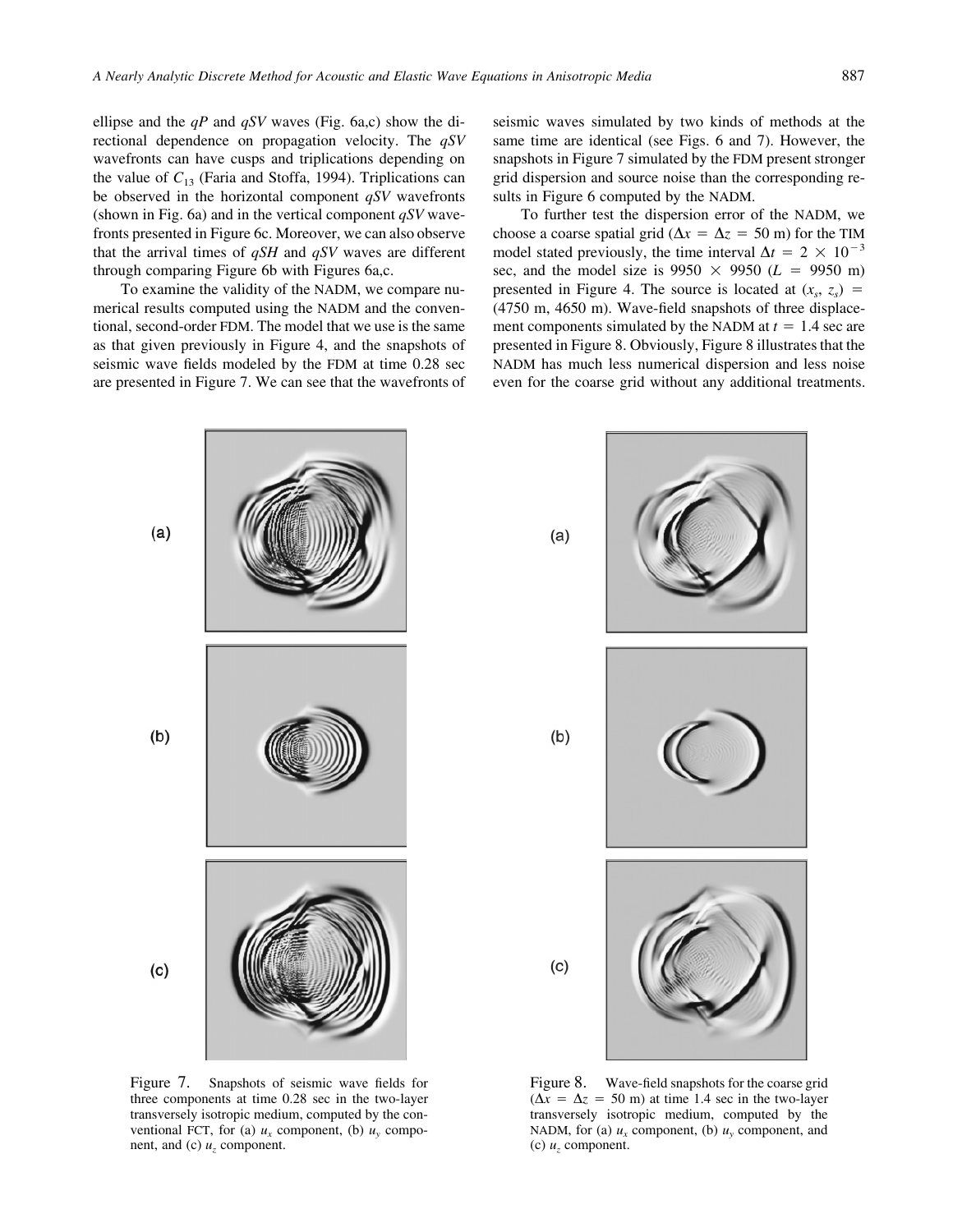ellipse and the $qP$ and $qSV$ waves (Fig. 6a,c) show the directional dependence on propagation velocity. The $qSV$ wavefronts can have cusps and triplications depending on the value of $C_{13}$ (Faria and Stoffa, 1994). Triplications can be observed in the horizontal component $qSV$ wavefronts (shown in Fig. 6a) and in the vertical component $qSV$ wavefronts presented in Figure 6c. Moreover, we can also observe that the arrival times of $qSH$ and $qSV$ waves are different through comparing Figure 6b with Figures 6a,c.

To examine the validity of the NADM, we compare numerical results computed using the NADM and the conventional, second-order FDM. The model that we use is the same as that given previously in Figure 4, and the snapshots of seismic wave fields modeled by the FDM at time 0.28 sec are presented in Figure 7. We can see that the wavefronts of seismic waves simulated by two kinds of methods at the same time are identical (see Figs. 6 and 7). However, the snapshots in Figure 7 simulated by the FDM present stronger grid dispersion and source noise than the corresponding results in Figure 6 computed by the NADM.

To further test the dispersion error of the NADM, we choose a coarse spatial grid ($\Delta x = \Delta z = 50$ m) for the TIM model stated previously, the time interval $\Delta t = 2 \times 10^{-3}$ sec, and the model size is $9950 \times 9950$ ($L = 9950$ m) presented in Figure 4. The source is located at $(x_s, z_s) =$ (4750 m, 4650 m). Wave-field snapshots of three displacement components simulated by the NADM at $t = 1.4$ sec are presented in Figure 8. Obviously, Figure 8 illustrates that the NADM has much less numerical dispersion and less noise even for the coarse grid without any additional treatments.

Figure 7. Snapshots of seismic wave fields for three components at time 0.28 sec in the two-layer transversely isotropic medium, computed by the conventional FCT, for (a) $u_x$ component, (b) $u_y$ component, and (c) $u_z$ component.

Figure 8. Wave-field snapshots for the coarse grid ($\Delta x = \Delta z = 50$ m) at time 1.4 sec in the two-layer transversely isotropic medium, computed by the NADM, for (a) $u_x$ component, (b) $u_y$ component, and (c) $u_z$ component.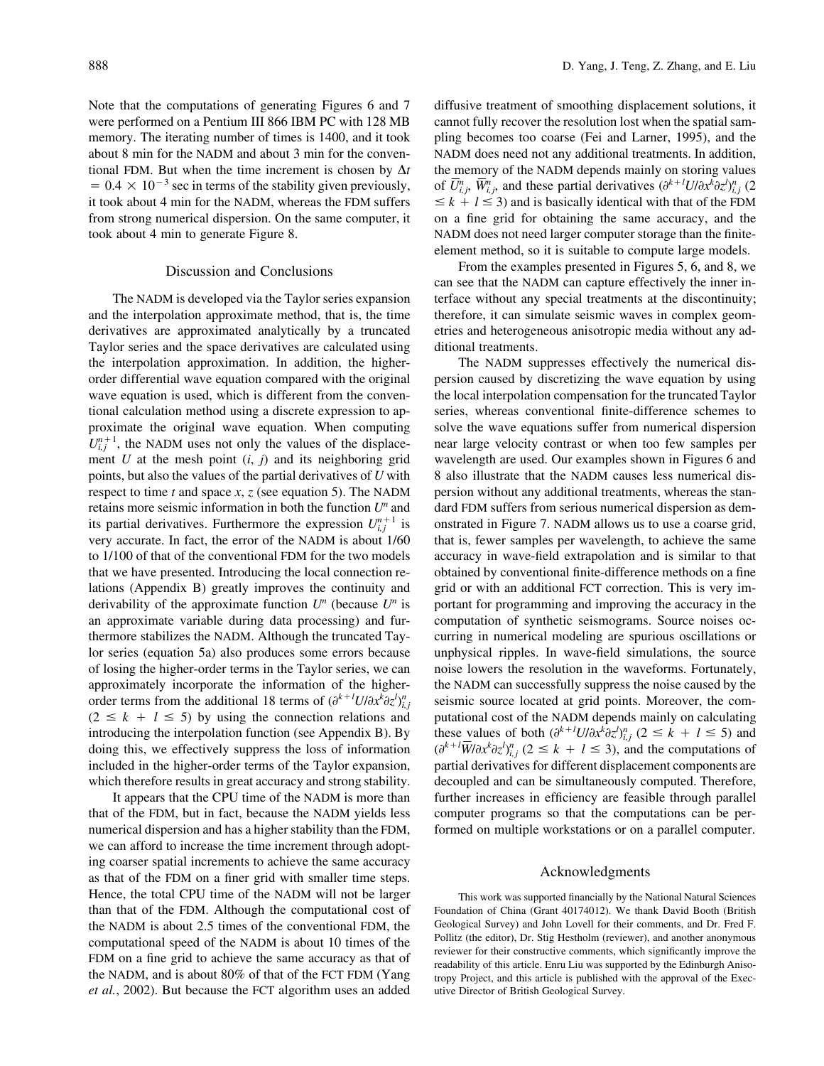Note that the computations of generating Figures 6 and 7 were performed on a Pentium III 866 IBM PC with 128 MB memory. The iterating number of times is 1400, and it took about 8 min for the NADM and about 3 min for the conventional FDM. But when the time increment is chosen by $\Delta t = 0.4 \times 10^{-3}$ sec in terms of the stability given previously, it took about 4 min for the NADM, whereas the FDM suffers from strong numerical dispersion. On the same computer, it took about 4 min to generate Figure 8.

## Discussion and Conclusions

The NADM is developed via the Taylor series expansion and the interpolation approximate method, that is, the time derivatives are approximated analytically by a truncated Taylor series and the space derivatives are calculated using the interpolation approximation. In addition, the higher-order differential wave equation compared with the original wave equation is used, which is different from the conventional calculation method using a discrete expression to approximate the original wave equation. When computing $U_{i,j}^{n+1}$, the NADM uses not only the values of the displacement $U$ at the mesh point $(i, j)$ and its neighboring grid points, but also the values of the partial derivatives of $U$ with respect to time $t$ and space $x$, $z$ (see equation 5). The NADM retains more seismic information in both the function $U^n$ and its partial derivatives. Furthermore the expression $U_{i,j}^{n+1}$ is very accurate. In fact, the error of the NADM is about 1/60 to 1/100 of that of the conventional FDM for the two models that we have presented. Introducing the local connection relations (Appendix B) greatly improves the continuity and derivability of the approximate function $U^n$ (because $U^n$ is an approximate variable during data processing) and furthermore stabilizes the NADM. Although the truncated Taylor series (equation 5a) also produces some errors because of losing the higher-order terms in the Taylor series, we can approximately incorporate the information of the higher-order terms from the additional 18 terms of $(\partial^{k+l}U/\partial x^k \partial z^l)_{i,j}^n$ $(2 \leq k + l \leq 5)$ by using the connection relations and introducing the interpolation function (see Appendix B). By doing this, we effectively suppress the loss of information included in the higher-order terms of the Taylor expansion, which therefore results in great accuracy and strong stability.

It appears that the CPU time of the NADM is more than that of the FDM, but in fact, because the NADM yields less numerical dispersion and has a higher stability than the FDM, we can afford to increase the time increment through adopting coarser spatial increments to achieve the same accuracy as that of the FDM on a finer grid with smaller time steps. Hence, the total CPU time of the NADM will not be larger than that of the FDM. Although the computational cost of the NADM is about 2.5 times of the conventional FDM, the computational speed of the NADM is about 10 times of the FDM on a fine grid to achieve the same accuracy as that of the NADM, and is about 80% of that of the FCT FDM (Yang *et al.*, 2002). But because the FCT algorithm uses an added diffusive treatment of smoothing displacement solutions, it cannot fully recover the resolution lost when the spatial sampling becomes too coarse (Fei and Larner, 1995), and the NADM does need not any additional treatments. In addition, the memory of the NADM depends mainly on storing values of $\overline{U}_{i,j}^n$, $\overline{W}_{i,j}^n$, and these partial derivatives $(\partial^{k+l}U/\partial x^k \partial z^l)_{i,j}^n$ $(2 \leq k + l \leq 3)$ and is basically identical with that of the FDM on a fine grid for obtaining the same accuracy, and the NADM does not need larger computer storage than the finite-element method, so it is suitable to compute large models.

From the examples presented in Figures 5, 6, and 8, we can see that the NADM can capture effectively the inner interface without any special treatments at the discontinuity; therefore, it can simulate seismic waves in complex geometries and heterogeneous anisotropic media without any additional treatments.

The NADM suppresses effectively the numerical dispersion caused by discretizing the wave equation by using the local interpolation compensation for the truncated Taylor series, whereas conventional finite-difference schemes to solve the wave equations suffer from numerical dispersion near large velocity contrast or when too few samples per wavelength are used. Our examples shown in Figures 6 and 8 also illustrate that the NADM causes less numerical dispersion without any additional treatments, whereas the standard FDM suffers from serious numerical dispersion as demonstrated in Figure 7. NADM allows us to use a coarse grid, that is, fewer samples per wavelength, to achieve the same accuracy in wave-field extrapolation and is similar to that obtained by conventional finite-difference methods on a fine grid or with an additional FCT correction. This is very important for programming and improving the accuracy in the computation of synthetic seismograms. Source noises occurring in numerical modeling are spurious oscillations or unphysical ripples. In wave-field simulations, the source noise lowers the resolution in the waveforms. Fortunately, the NADM can successfully suppress the noise caused by the seismic source located at grid points. Moreover, the computational cost of the NADM depends mainly on calculating these values of both $(\partial^{k+l}U/\partial x^k \partial z^l)_{i,j}^n$ $(2 \leq k + l \leq 5)$ and $(\partial^{k+l}\overline{W}/\partial x^k \partial z^l)_{i,j}^n$ $(2 \leq k + l \leq 3)$, and the computations of partial derivatives for different displacement components are decoupled and can be simultaneously computed. Therefore, further increases in efficiency are feasible through parallel computer programs so that the computations can be performed on multiple workstations or on a parallel computer.

## Acknowledgments

This work was supported financially by the National Natural Sciences Foundation of China (Grant 40174012). We thank David Booth (British Geological Survey) and John Lovell for their comments, and Dr. Fred F. Pollitz (the editor), Dr. Stig Hestholm (reviewer), and another anonymous reviewer for their constructive comments, which significantly improve the readability of this article. Enru Liu was supported by the Edinburgh Anisotropy Project, and this article is published with the approval of the Executive Director of British Geological Survey.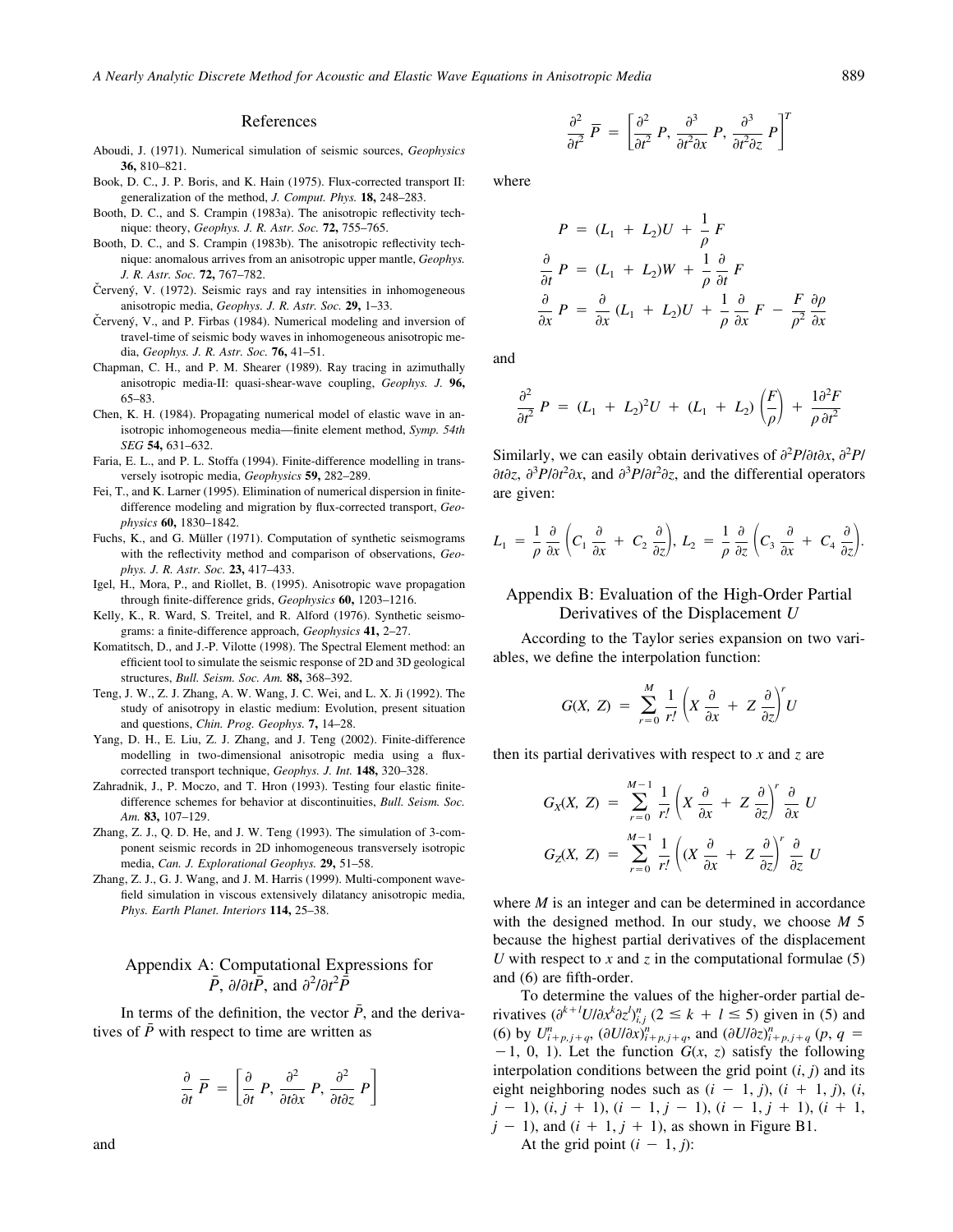## References

Aboudi, J. (1971). Numerical simulation of seismic sources, *Geophysics* **36,** 810–821.

Book, D. C., J. P. Boris, and K. Hain (1975). Flux-corrected transport II: generalization of the method, *J. Comput. Phys.* **18,** 248–283.

Booth, D. C., and S. Crampin (1983a). The anisotropic reflectivity technique: theory, *Geophys. J. R. Astr. Soc.* **72,** 755–765.

Booth, D. C., and S. Crampin (1983b). The anisotropic reflectivity technique: anomalous arrives from an anisotropic upper mantle, *Geophys. J. R. Astr. Soc.* **72,** 767–782.

Červený, V. (1972). Seismic rays and ray intensities in inhomogeneous anisotropic media, *Geophys. J. R. Astr. Soc.* **29,** 1–33.

Červený, V., and P. Firbas (1984). Numerical modeling and inversion of travel-time of seismic body waves in inhomogeneous anisotropic media, *Geophys. J. R. Astr. Soc.* **76,** 41–51.

Chapman, C. H., and P. M. Shearer (1989). Ray tracing in azimuthally anisotropic media-II: quasi-shear-wave coupling, *Geophys. J.* **96,** 65–83.

Chen, K. H. (1984). Propagating numerical model of elastic wave in anisotropic inhomogeneous media—finite element method, *Symp. 54th SEG* **54,** 631–632.

Faria, E. L., and P. L. Stoffa (1994). Finite-difference modelling in transversely isotropic media, *Geophysics* **59,** 282–289.

Fei, T., and K. Larner (1995). Elimination of numerical dispersion in finite-difference modeling and migration by flux-corrected transport, *Geophysics* **60,** 1830–1842.

Fuchs, K., and G. Müller (1971). Computation of synthetic seismograms with the reflectivity method and comparison of observations, *Geophys. J. R. Astr. Soc.* **23,** 417–433.

Igel, H., Mora, P., and Riollet, B. (1995). Anisotropic wave propagation through finite-difference grids, *Geophysics* **60,** 1203–1216.

Kelly, K., R. Ward, S. Treitel, and R. Alford (1976). Synthetic seismograms: a finite-difference approach, *Geophysics* **41,** 2–27.

Komatitsch, D., and J.-P. Vilotte (1998). The Spectral Element method: an efficient tool to simulate the seismic response of 2D and 3D geological structures, *Bull. Seism. Soc. Am.* **88,** 368–392.

Teng, J. W., Z. J. Zhang, A. W. Wang, J. C. Wei, and L. X. Ji (1992). The study of anisotropy in elastic medium: Evolution, present situation and questions, *Chin. Prog. Geophys.* **7,** 14–28.

Yang, D. H., E. Liu, Z. J. Zhang, and J. Teng (2002). Finite-difference modelling in two-dimensional anisotropic media using a flux-corrected transport technique, *Geophys. J. Int.* **148,** 320–328.

Zahradnik, J., P. Moczo, and F. Hron (1993). Testing four elastic finite-difference schemes for behavior at discontinuities, *Bull. Seism. Soc. Am.* **83,** 107–129.

Zhang, Z. J., Q. D. He, and J. W. Teng (1993). The simulation of 3-component seismic records in 2D inhomogeneous transversely isotropic media, *Can. J. Explorational Geophys.* **29,** 51–58.

Zhang, Z. J., G. J. Wang, and J. M. Harris (1999). Multi-component wavefield simulation in viscous extensively dilatancy anisotropic media, *Phys. Earth Planet. Interiors* **114,** 25–38.

## Appendix A: Computational Expressions for $\bar{P}$, $\partial/\partial t\bar{P}$, and $\partial^2/\partial t^2\bar{P}$

In terms of the definition, the vector $\bar{P}$, and the derivatives of $\bar{P}$ with respect to time are written as

$$\frac{\partial}{\partial t}\,\bar{P} = \left[\frac{\partial}{\partial t}\,P,\ \frac{\partial^2}{\partial t \partial x}\,P,\ \frac{\partial^2}{\partial t \partial z}\,P\right]$$

and

$$\frac{\partial^2}{\partial t^2}\,\bar{P} = \left[\frac{\partial^2}{\partial t^2}\,P,\ \frac{\partial^3}{\partial t^2 \partial x}\,P,\ \frac{\partial^3}{\partial t^2 \partial z}\,P\right]^T$$

where

$$P = (L_1 + L_2)U + \frac{1}{\rho}\,F$$

$$\frac{\partial}{\partial t}\,P = (L_1 + L_2)W + \frac{1}{\rho}\,\frac{\partial}{\partial t}\,F$$

$$\frac{\partial}{\partial x}\,P = \frac{\partial}{\partial x}\,(L_1 + L_2)U + \frac{1}{\rho}\,\frac{\partial}{\partial x}\,F - \frac{F}{\rho^2}\,\frac{\partial \rho}{\partial x}$$

and

$$\frac{\partial^2}{\partial t^2}\,P = (L_1 + L_2)^2 U + (L_1 + L_2)\left(\frac{F}{\rho}\right) + \frac{1 \partial^2 F}{\rho\, \partial t^2}$$

Similarly, we can easily obtain derivatives of $\partial^2 P/\partial t\partial x$, $\partial^2 P/\partial t\partial z$, $\partial^3 P/\partial t^2\partial x$, and $\partial^3 P/\partial t^2\partial z$, and the differential operators are given:

$$L_1 = \frac{1}{\rho}\,\frac{\partial}{\partial x}\left(C_1\,\frac{\partial}{\partial x} + C_2\,\frac{\partial}{\partial z}\right),\ L_2 = \frac{1}{\rho}\,\frac{\partial}{\partial z}\left(C_3\,\frac{\partial}{\partial x} + C_4\,\frac{\partial}{\partial z}\right).$$

## Appendix B: Evaluation of the High-Order Partial Derivatives of the Displacement $U$

According to the Taylor series expansion on two variables, we define the interpolation function:

$$G(X, Z) = \sum_{r=0}^{M} \frac{1}{r!}\left(X\,\frac{\partial}{\partial x} + Z\,\frac{\partial}{\partial z}\right)^r U$$

then its partial derivatives with respect to $x$ and $z$ are

$$G_X(X, Z) = \sum_{r=0}^{M-1} \frac{1}{r!}\left(X\,\frac{\partial}{\partial x} + Z\,\frac{\partial}{\partial z}\right)^r \frac{\partial}{\partial x}\,U$$

$$G_Z(X, Z) = \sum_{r=0}^{M-1} \frac{1}{r!}\left((X\,\frac{\partial}{\partial x} + Z\,\frac{\partial}{\partial z}\right)^r \frac{\partial}{\partial z}\,U$$

where $M$ is an integer and can be determined in accordance with the designed method. In our study, we choose $M$ 5 because the highest partial derivatives of the displacement $U$ with respect to $x$ and $z$ in the computational formulae (5) and (6) are fifth-order.

To determine the values of the higher-order partial derivatives $(\partial^{k+l}U/\partial x^k \partial z^l)^n_{i,j}$ $(2 \leq k + l \leq 5)$ given in (5) and (6) by $U^n_{i+p,j+q}$, $(\partial U/\partial x)^n_{i+p,j+q}$, and $(\partial U/\partial z)^n_{i+p,j+q}$ $(p, q = -1, 0, 1)$. Let the function $G(x, z)$ satisfy the following interpolation conditions between the grid point $(i, j)$ and its eight neighboring nodes such as $(i - 1, j)$, $(i + 1, j)$, $(i, j - 1)$, $(i, j + 1)$, $(i - 1, j - 1)$, $(i - 1, j + 1)$, $(i + 1, j - 1)$, and $(i + 1, j + 1)$, as shown in Figure B1.

At the grid point $(i - 1, j)$: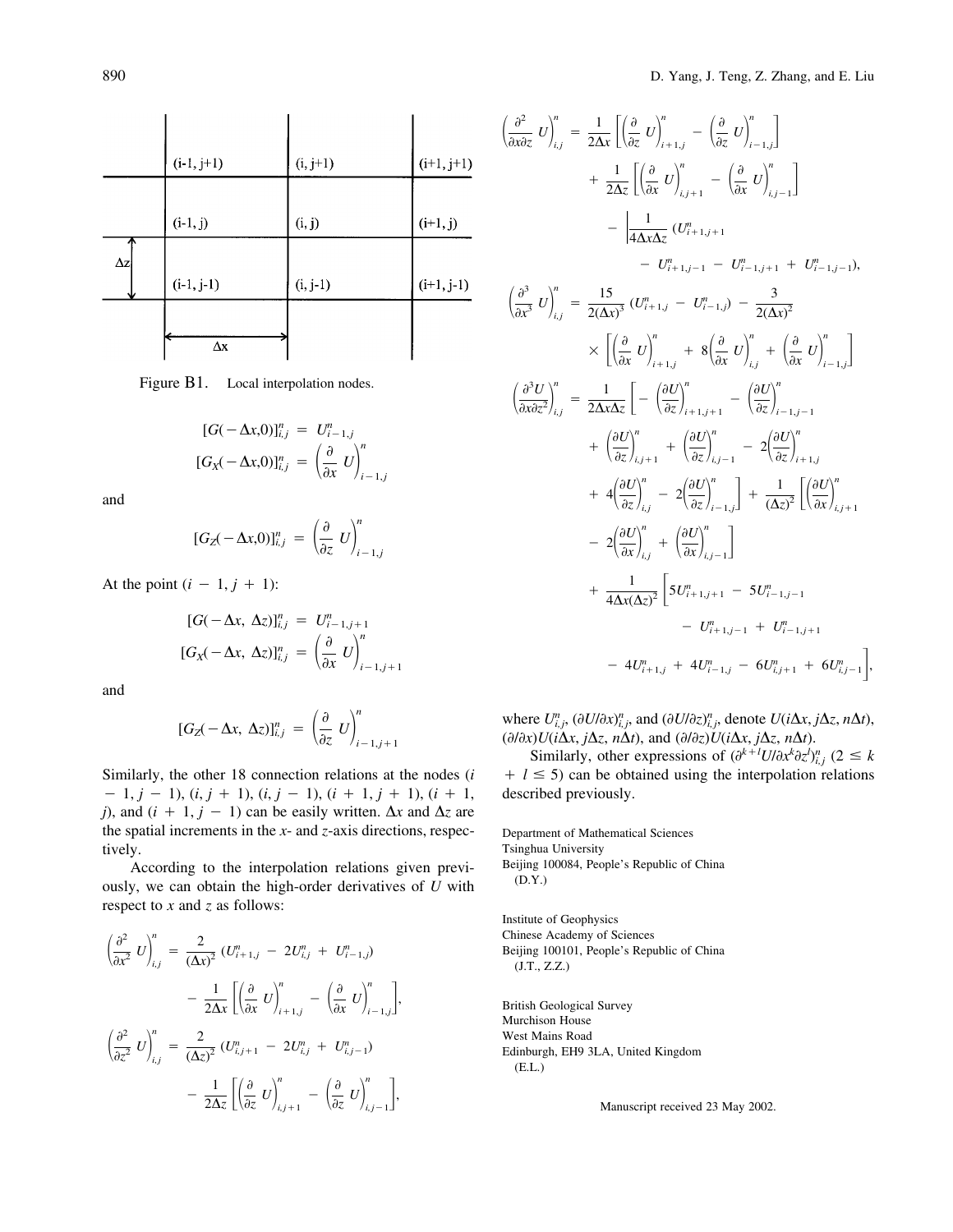Figure B1. Local interpolation nodes.

$$[G(-\Delta x,0)]_{i,j}^{n} = U_{i-1,j}^{n}$$

$$[G_X(-\Delta x,0)]_{i,j}^{n} = \left(\frac{\partial}{\partial x} U\right)_{i-1,j}^{n}$$

and

$$[G_Z(-\Delta x,0)]_{i,j}^{n} = \left(\frac{\partial}{\partial z} U\right)_{i-1,j}^{n}$$

At the point $(i-1, j+1)$:

$$[G(-\Delta x, \Delta z)]_{i,j}^{n} = U_{i-1,j+1}^{n}$$

$$[G_X(-\Delta x, \Delta z)]_{i,j}^{n} = \left(\frac{\partial}{\partial x} U\right)_{i-1,j+1}^{n}$$

and

$$[G_Z(-\Delta x, \Delta z)]_{i,j}^{n} = \left(\frac{\partial}{\partial z} U\right)_{i-1,j+1}^{n}$$

Similarly, the other 18 connection relations at the nodes $(i-1, j-1)$, $(i, j+1)$, $(i, j-1)$, $(i+1, j+1)$, $(i+1, j)$, and $(i+1, j-1)$ can be easily written. $\Delta x$ and $\Delta z$ are the spatial increments in the $x$- and $z$-axis directions, respectively.

According to the interpolation relations given previously, we can obtain the high-order derivatives of $U$ with respect to $x$ and $z$ as follows:

$$\left(\frac{\partial^2}{\partial x^2} U\right)_{i,j}^{n} = \frac{2}{(\Delta x)^2} (U_{i+1,j}^{n} - 2U_{i,j}^{n} + U_{i-1,j}^{n}) - \frac{1}{2\Delta x}\left[\left(\frac{\partial}{\partial x} U\right)_{i+1,j}^{n} - \left(\frac{\partial}{\partial x} U\right)_{i-1,j}^{n}\right],$$

$$\left(\frac{\partial^2}{\partial z^2} U\right)_{i,j}^{n} = \frac{2}{(\Delta z)^2} (U_{i,j+1}^{n} - 2U_{i,j}^{n} + U_{i,j-1}^{n}) - \frac{1}{2\Delta z}\left[\left(\frac{\partial}{\partial z} U\right)_{i,j+1}^{n} - \left(\frac{\partial}{\partial z} U\right)_{i,j-1}^{n}\right],$$

$$\left(\frac{\partial^2}{\partial x \partial z} U\right)_{i,j}^{n} = \frac{1}{2\Delta x}\left[\left(\frac{\partial}{\partial z} U\right)_{i+1,j}^{n} - \left(\frac{\partial}{\partial z} U\right)_{i-1,j}^{n}\right] + \frac{1}{2\Delta z}\left[\left(\frac{\partial}{\partial x} U\right)_{i,j+1}^{n} - \left(\frac{\partial}{\partial x} U\right)_{i,j-1}^{n}\right] - \left|\frac{1}{4\Delta x \Delta z} (U_{i+1,j+1}^{n} - U_{i+1,j-1}^{n} - U_{i-1,j+1}^{n} + U_{i-1,j-1}^{n}),\right.$$

$$\left(\frac{\partial^3}{\partial x^3} U\right)_{i,j}^{n} = \frac{15}{2(\Delta x)^3} (U_{i+1,j}^{n} - U_{i-1,j}^{n}) - \frac{3}{2(\Delta x)^2} \times \left[\left(\frac{\partial}{\partial x} U\right)_{i+1,j}^{n} + 8\left(\frac{\partial}{\partial x} U\right)_{i,j}^{n} + \left(\frac{\partial}{\partial x} U\right)_{i-1,j}^{n}\right]$$

$$\begin{aligned}
\left(\frac{\partial^3 U}{\partial x \partial z^2}\right)_{i,j}^{n} = {} & \frac{1}{2\Delta x \Delta z}\left[-\left(\frac{\partial U}{\partial z}\right)_{i+1,j+1}^{n} - \left(\frac{\partial U}{\partial z}\right)_{i-1,j-1}^{n} + \left(\frac{\partial U}{\partial z}\right)_{i,j+1}^{n} + \left(\frac{\partial U}{\partial z}\right)_{i,j-1}^{n} - 2\left(\frac{\partial U}{\partial z}\right)_{i+1,j}^{n} + 4\left(\frac{\partial U}{\partial z}\right)_{i,j}^{n} - 2\left(\frac{\partial U}{\partial z}\right)_{i-1,j}^{n}\right] \\
& + \frac{1}{(\Delta z)^2}\left[\left(\frac{\partial U}{\partial x}\right)_{i,j+1}^{n} - 2\left(\frac{\partial U}{\partial x}\right)_{i,j}^{n} + \left(\frac{\partial U}{\partial x}\right)_{i,j-1}^{n}\right] \\
& + \frac{1}{4\Delta x (\Delta z)^2}\left[5U_{i+1,j+1}^{n} - 5U_{i-1,j-1}^{n} - U_{i+1,j-1}^{n} + U_{i-1,j+1}^{n} - 4U_{i+1,j}^{n} + 4U_{i-1,j}^{n} - 6U_{i,j+1}^{n} + 6U_{i,j-1}^{n}\right],
\end{aligned}$$

where $U_{i,j}^{n}$, $(\partial U/\partial x)_{i,j}^{n}$, and $(\partial U/\partial z)_{i,j}^{n}$, denote $U(i\Delta x, j\Delta z, n\Delta t)$, $(\partial/\partial x)U(i\Delta x, j\Delta z, n\Delta t)$, and $(\partial/\partial z)U(i\Delta x, j\Delta z, n\Delta t)$.

Similarly, other expressions of $(\partial^{k+l}U/\partial x^k \partial z^l)_{i,j}^{n}$ $(2 \leq k + l \leq 5)$ can be obtained using the interpolation relations described previously.

Department of Mathematical Sciences
Tsinghua University
Beijing 100084, People's Republic of China
(D.Y.)

Institute of Geophysics
Chinese Academy of Sciences
Beijing 100101, People's Republic of China
(J.T., Z.Z.)

British Geological Survey
Murchison House
West Mains Road
Edinburgh, EH9 3LA, United Kingdom
(E.L.)

Manuscript received 23 May 2002.